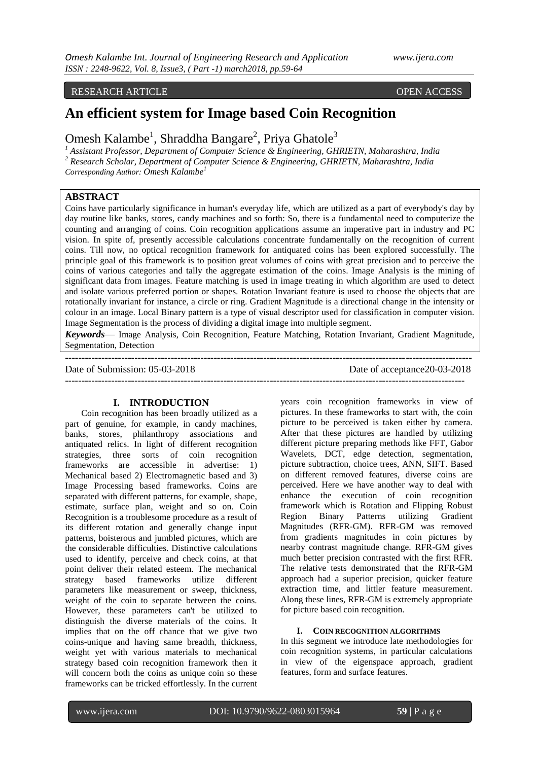RESEARCH ARTICLE OPEN ACCESS

# An efficient system for Image based Coin Recognition

Omesh Kalambe[1], Shraddha Bangare[2], Priya Ghatole[3]

[1] Assistant Professor, Department of Computer Science & Engineering, GHRIETN, Maharashtra, India
[2] Research Scholar, Department of Computer Science & Engineering, GHRIETN, Maharashtra, India
*Corresponding Author: Omesh Kalambe[1]*

## ABSTRACT

Coins have particularly significance in human's everyday life, which are utilized as a part of everybody's day by day routine like banks, stores, candy machines and so forth: So, there is a fundamental need to computerize the counting and arranging of coins. Coin recognition applications assume an imperative part in industry and PC vision. In spite of, presently accessible calculations concentrate fundamentally on the recognition of current coins. Till now, no optical recognition framework for antiquated coins has been explored successfully. The principle goal of this framework is to position great volumes of coins with great precision and to perceive the coins of various categories and tally the aggregate estimation of the coins. Image Analysis is the mining of significant data from images. Feature matching is used in image treating in which algorithm are used to detect and isolate various preferred portion or shapes. Rotation Invariant feature is used to choose the objects that are rotationally invariant for instance, a circle or ring. Gradient Magnitude is a directional change in the intensity or colour in an image. Local Binary pattern is a type of visual descriptor used for classification in computer vision. Image Segmentation is the process of dividing a digital image into multiple segment.

***Keywords*** — Image Analysis, Coin Recognition, Feature Matching, Rotation Invariant, Gradient Magnitude, Segmentation, Detection

Date of Submission: 05-03-2018 Date of acceptance20-03-2018

## I. INTRODUCTION

Coin recognition has been broadly utilized as a part of genuine, for example, in candy machines, banks, stores, philanthropy associations and antiquated relics. In light of different recognition strategies, three sorts of coin recognition frameworks are accessible in advertise: 1) Mechanical based 2) Electromagnetic based and 3) Image Processing based frameworks. Coins are separated with different patterns, for example, shape, estimate, surface plan, weight and so on. Coin Recognition is a troublesome procedure as a result of its different rotation and generally change input patterns, boisterous and jumbled pictures, which are the considerable difficulties. Distinctive calculations used to identify, perceive and check coins, at that point deliver their related esteem. The mechanical strategy based frameworks utilize different parameters like measurement or sweep, thickness, weight of the coin to separate between the coins. However, these parameters can't be utilized to distinguish the diverse materials of the coins. It implies that on the off chance that we give two coins-unique and having same breadth, thickness, weight yet with various materials to mechanical strategy based coin recognition framework then it will concern both the coins as unique coin so these frameworks can be tricked effortlessly. In the current years coin recognition frameworks in view of pictures. In these frameworks to start with, the coin picture to be perceived is taken either by camera. After that these pictures are handled by utilizing different picture preparing methods like FFT, Gabor Wavelets, DCT, edge detection, segmentation, picture subtraction, choice trees, ANN, SIFT. Based on different removed features, diverse coins are perceived. Here we have another way to deal with enhance the execution of coin recognition framework which is Rotation and Flipping Robust Region Binary Patterns utilizing Gradient Magnitudes (RFR-GM). RFR-GM was removed from gradients magnitudes in coin pictures by nearby contrast magnitude change. RFR-GM gives much better precision contrasted with the first RFR. The relative tests demonstrated that the RFR-GM approach had a superior precision, quicker feature extraction time, and littler feature measurement. Along these lines, RFR-GM is extremely appropriate for picture based coin recognition.

### I. COIN RECOGNITION ALGORITHMS

In this segment we introduce late methodologies for coin recognition systems, in particular calculations in view of the eigenspace approach, gradient features, form and surface features.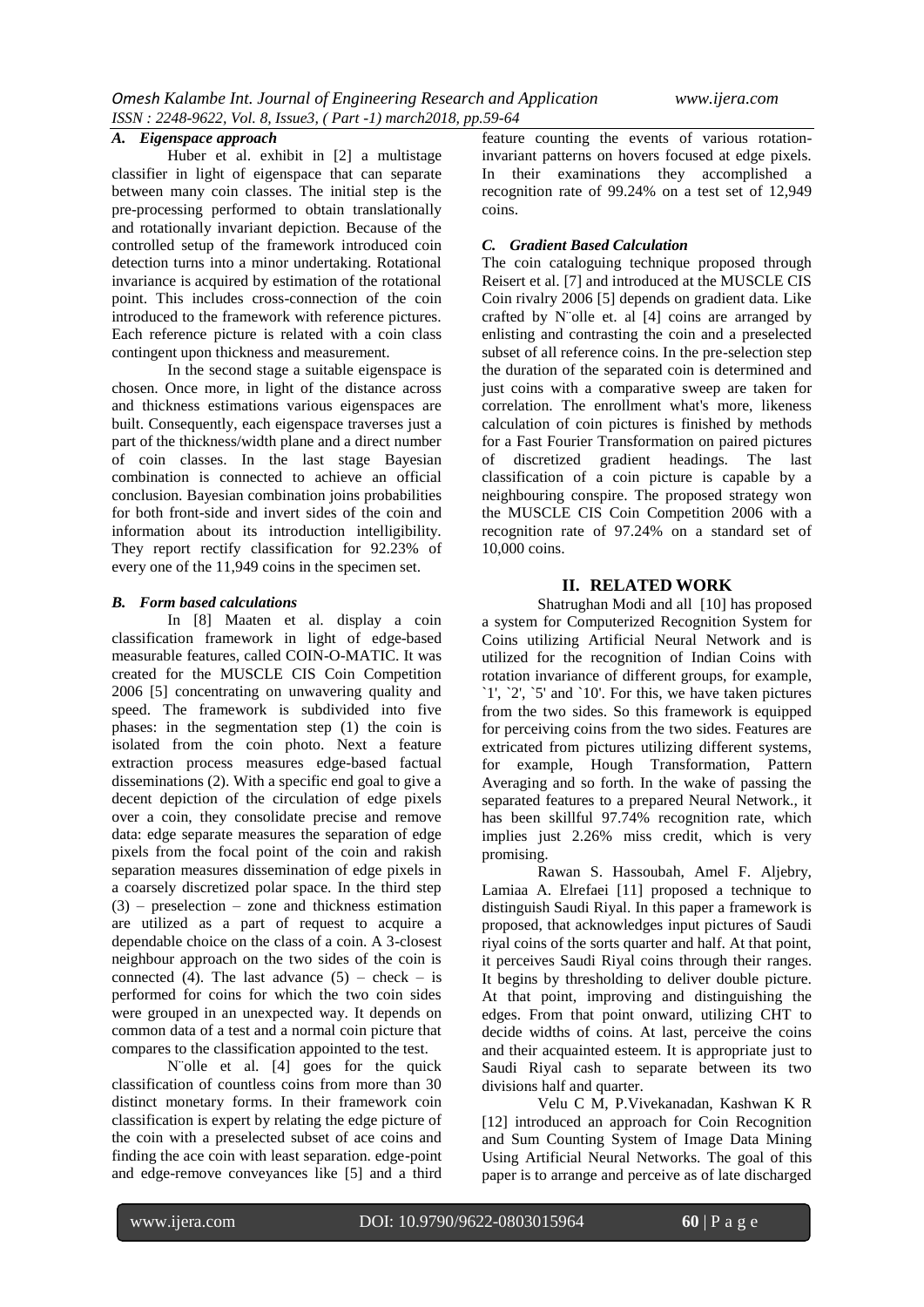### A. *Eigenspace approach*

Huber et al. exhibit in [2] a multistage classifier in light of eigenspace that can separate between many coin classes. The initial step is the pre-processing performed to obtain translationally and rotationally invariant depiction. Because of the controlled setup of the framework introduced coin detection turns into a minor undertaking. Rotational invariance is acquired by estimation of the rotational point. This includes cross-connection of the coin introduced to the framework with reference pictures. Each reference picture is related with a coin class contingent upon thickness and measurement.

In the second stage a suitable eigenspace is chosen. Once more, in light of the distance across and thickness estimations various eigenspaces are built. Consequently, each eigenspace traverses just a part of the thickness/width plane and a direct number of coin classes. In the last stage Bayesian combination is connected to achieve an official conclusion. Bayesian combination joins probabilities for both front-side and invert sides of the coin and information about its introduction intelligibility. They report rectify classification for 92.23% of every one of the 11,949 coins in the specimen set.

### B. *Form based calculations*

In [8] Maaten et al. display a coin classification framework in light of edge-based measurable features, called COIN-O-MATIC. It was created for the MUSCLE CIS Coin Competition 2006 [5] concentrating on unwavering quality and speed. The framework is subdivided into five phases: in the segmentation step (1) the coin is isolated from the coin photo. Next a feature extraction process measures edge-based factual disseminations (2). With a specific end goal to give a decent depiction of the circulation of edge pixels over a coin, they consolidate precise and remove data: edge separate measures the separation of edge pixels from the focal point of the coin and rakish separation measures dissemination of edge pixels in a coarsely discretized polar space. In the third step (3) – preselection – zone and thickness estimation are utilized as a part of request to acquire a dependable choice on the class of a coin. A 3-closest neighbour approach on the two sides of the coin is connected (4). The last advance (5) – check – is performed for coins for which the two coin sides were grouped in an unexpected way. It depends on common data of a test and a normal coin picture that compares to the classification appointed to the test.

N¨olle et al. [4] goes for the quick classification of countless coins from more than 30 distinct monetary forms. In their framework coin classification is expert by relating the edge picture of the coin with a preselected subset of ace coins and finding the ace coin with least separation. edge-point and edge-remove conveyances like [5] and a third feature counting the events of various rotation-invariant patterns on hovers focused at edge pixels. In their examinations they accomplished a recognition rate of 99.24% on a test set of 12,949 coins.

### C. *Gradient Based Calculation*

The coin cataloguing technique proposed through Reisert et al. [7] and introduced at the MUSCLE CIS Coin rivalry 2006 [5] depends on gradient data. Like crafted by N¨olle et. al [4] coins are arranged by enlisting and contrasting the coin and a preselected subset of all reference coins. In the pre-selection step the duration of the separated coin is determined and just coins with a comparative sweep are taken for correlation. The enrollment what's more, likeness calculation of coin pictures is finished by methods for a Fast Fourier Transformation on paired pictures of discretized gradient headings. The last classification of a coin picture is capable by a neighbouring conspire. The proposed strategy won the MUSCLE CIS Coin Competition 2006 with a recognition rate of 97.24% on a standard set of 10,000 coins.

## II. RELATED WORK

Shatrughan Modi and all [10] has proposed a system for Computerized Recognition System for Coins utilizing Artificial Neural Network and is utilized for the recognition of Indian Coins with rotation invariance of different groups, for example, `1', `2', `5' and `10'. For this, we have taken pictures from the two sides. So this framework is equipped for perceiving coins from the two sides. Features are extricated from pictures utilizing different systems, for example, Hough Transformation, Pattern Averaging and so forth. In the wake of passing the separated features to a prepared Neural Network., it has been skillful 97.74% recognition rate, which implies just 2.26% miss credit, which is very promising.

Rawan S. Hassoubah, Amel F. Aljebry, Lamiaa A. Elrefaei [11] proposed a technique to distinguish Saudi Riyal. In this paper a framework is proposed, that acknowledges input pictures of Saudi riyal coins of the sorts quarter and half. At that point, it perceives Saudi Riyal coins through their ranges. It begins by thresholding to deliver double picture. At that point, improving and distinguishing the edges. From that point onward, utilizing CHT to decide widths of coins. At last, perceive the coins and their acquainted esteem. It is appropriate just to Saudi Riyal cash to separate between its two divisions half and quarter.

Velu C M, P.Vivekanadan, Kashwan K R [12] introduced an approach for Coin Recognition and Sum Counting System of Image Data Mining Using Artificial Neural Networks. The goal of this paper is to arrange and perceive as of late discharged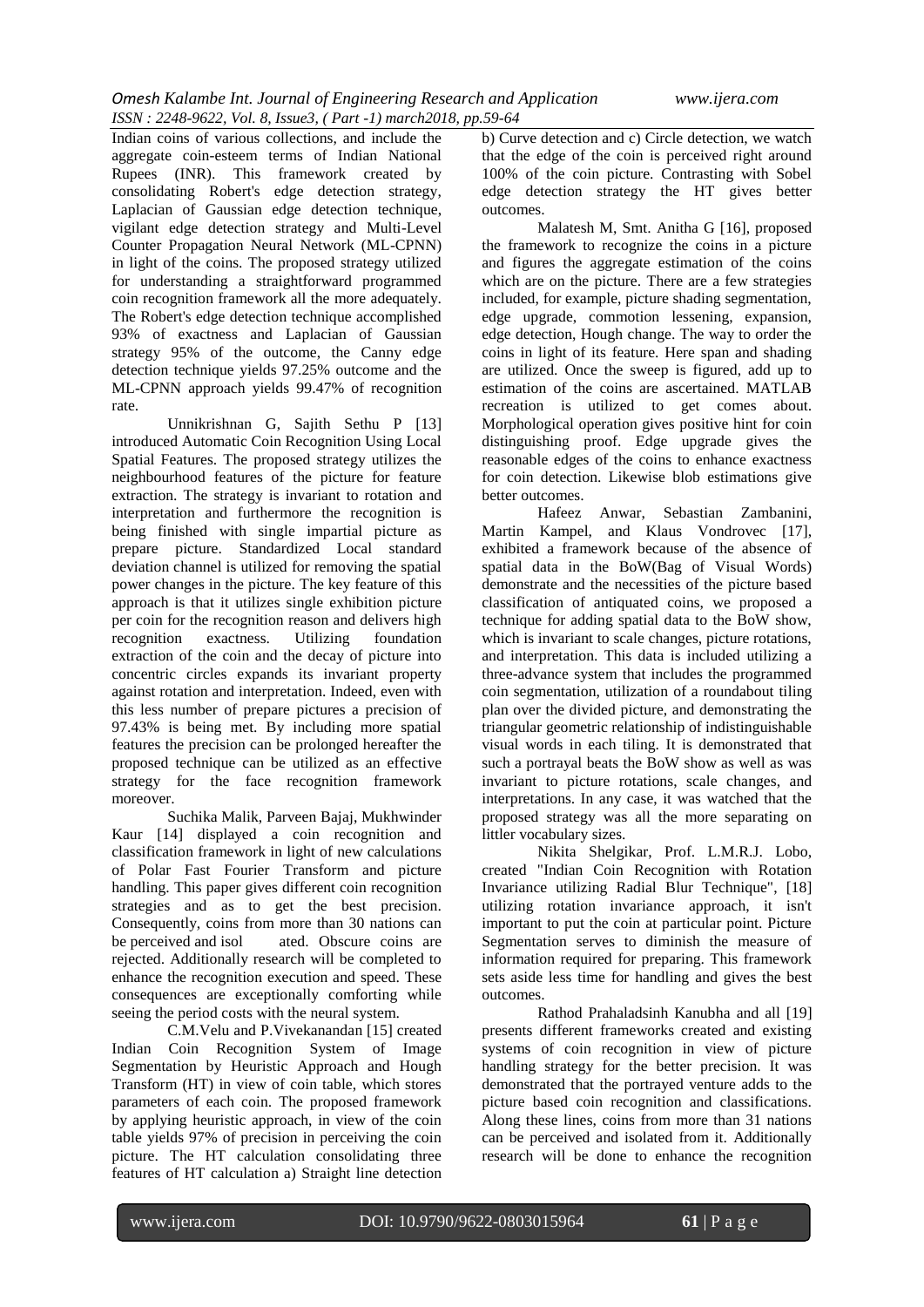Indian coins of various collections, and include the aggregate coin-esteem terms of Indian National Rupees (INR). This framework created by consolidating Robert's edge detection strategy, Laplacian of Gaussian edge detection technique, vigilant edge detection strategy and Multi-Level Counter Propagation Neural Network (ML-CPNN) in light of the coins. The proposed strategy utilized for understanding a straightforward programmed coin recognition framework all the more adequately. The Robert's edge detection technique accomplished 93% of exactness and Laplacian of Gaussian strategy 95% of the outcome, the Canny edge detection technique yields 97.25% outcome and the ML-CPNN approach yields 99.47% of recognition rate.

Unnikrishnan G, Sajith Sethu P [13] introduced Automatic Coin Recognition Using Local Spatial Features. The proposed strategy utilizes the neighbourhood features of the picture for feature extraction. The strategy is invariant to rotation and interpretation and furthermore the recognition is being finished with single impartial picture as prepare picture. Standardized Local standard deviation channel is utilized for removing the spatial power changes in the picture. The key feature of this approach is that it utilizes single exhibition picture per coin for the recognition reason and delivers high recognition exactness. Utilizing foundation extraction of the coin and the decay of picture into concentric circles expands its invariant property against rotation and interpretation. Indeed, even with this less number of prepare pictures a precision of 97.43% is being met. By including more spatial features the precision can be prolonged hereafter the proposed technique can be utilized as an effective strategy for the face recognition framework moreover.

Suchika Malik, Parveen Bajaj, Mukhwinder Kaur [14] displayed a coin recognition and classification framework in light of new calculations of Polar Fast Fourier Transform and picture handling. This paper gives different coin recognition strategies and as to get the best precision. Consequently, coins from more than 30 nations can be perceived and isol ated. Obscure coins are rejected. Additionally research will be completed to enhance the recognition execution and speed. These consequences are exceptionally comforting while seeing the period costs with the neural system.

C.M.Velu and P.Vivekanandan [15] created Indian Coin Recognition System of Image Segmentation by Heuristic Approach and Hough Transform (HT) in view of coin table, which stores parameters of each coin. The proposed framework by applying heuristic approach, in view of the coin table yields 97% of precision in perceiving the coin picture. The HT calculation consolidating three features of HT calculation a) Straight line detection b) Curve detection and c) Circle detection, we watch that the edge of the coin is perceived right around 100% of the coin picture. Contrasting with Sobel edge detection strategy the HT gives better outcomes.

Malatesh M, Smt. Anitha G [16], proposed the framework to recognize the coins in a picture and figures the aggregate estimation of the coins which are on the picture. There are a few strategies included, for example, picture shading segmentation, edge upgrade, commotion lessening, expansion, edge detection, Hough change. The way to order the coins in light of its feature. Here span and shading are utilized. Once the sweep is figured, add up to estimation of the coins are ascertained. MATLAB recreation is utilized to get comes about. Morphological operation gives positive hint for coin distinguishing proof. Edge upgrade gives the reasonable edges of the coins to enhance exactness for coin detection. Likewise blob estimations give better outcomes.

Hafeez Anwar, Sebastian Zambanini, Martin Kampel, and Klaus Vondrovec [17], exhibited a framework because of the absence of spatial data in the BoW(Bag of Visual Words) demonstrate and the necessities of the picture based classification of antiquated coins, we proposed a technique for adding spatial data to the BoW show, which is invariant to scale changes, picture rotations, and interpretation. This data is included utilizing a three-advance system that includes the programmed coin segmentation, utilization of a roundabout tiling plan over the divided picture, and demonstrating the triangular geometric relationship of indistinguishable visual words in each tiling. It is demonstrated that such a portrayal beats the BoW show as well as was invariant to picture rotations, scale changes, and interpretations. In any case, it was watched that the proposed strategy was all the more separating on littler vocabulary sizes.

Nikita Shelgikar, Prof. L.M.R.J. Lobo, created "Indian Coin Recognition with Rotation Invariance utilizing Radial Blur Technique", [18] utilizing rotation invariance approach, it isn't important to put the coin at particular point. Picture Segmentation serves to diminish the measure of information required for preparing. This framework sets aside less time for handling and gives the best outcomes.

Rathod Prahaladsinh Kanubha and all [19] presents different frameworks created and existing systems of coin recognition in view of picture handling strategy for the better precision. It was demonstrated that the portrayed venture adds to the picture based coin recognition and classifications. Along these lines, coins from more than 31 nations can be perceived and isolated from it. Additionally research will be done to enhance the recognition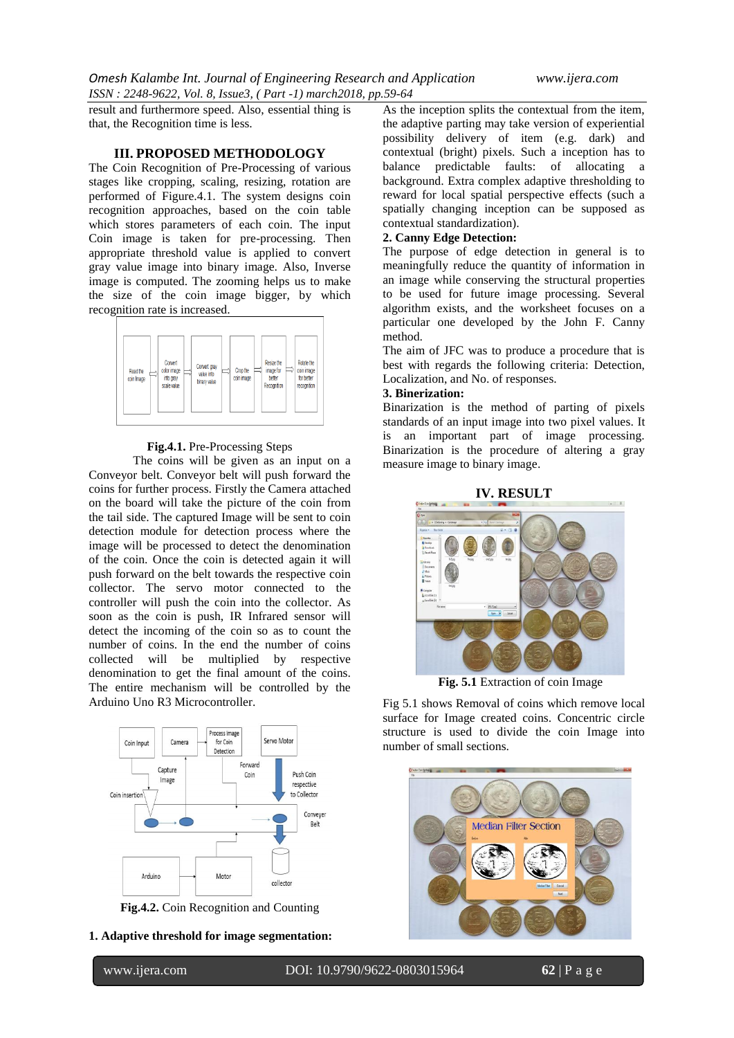result and furthermore speed. Also, essential thing is that, the Recognition time is less.

## III. PROPOSED METHODOLOGY

The Coin Recognition of Pre-Processing of various stages like cropping, scaling, resizing, rotation are performed of Figure.4.1. The system designs coin recognition approaches, based on the coin table which stores parameters of each coin. The input Coin image is taken for pre-processing. Then appropriate threshold value is applied to convert gray value image into binary image. Also, Inverse image is computed. The zooming helps us to make the size of the coin image bigger, by which recognition rate is increased.

**Fig.4.1.** Pre-Processing Steps

The coins will be given as an input on a Conveyor belt. Conveyor belt will push forward the coins for further process. Firstly the Camera attached on the board will take the picture of the coin from the tail side. The captured Image will be sent to coin detection module for detection process where the image will be processed to detect the denomination of the coin. Once the coin is detected again it will push forward on the belt towards the respective coin collector. The servo motor connected to the controller will push the coin into the collector. As soon as the coin is push, IR Infrared sensor will detect the incoming of the coin so as to count the number of coins. In the end the number of coins collected will be multiplied by respective denomination to get the final amount of the coins. The entire mechanism will be controlled by the Arduino Uno R3 Microcontroller.

**Fig.4.2.** Coin Recognition and Counting

**1. Adaptive threshold for image segmentation:**

As the inception splits the contextual from the item, the adaptive parting may take version of experiential possibility delivery of item (e.g. dark) and contextual (bright) pixels. Such a inception has to balance predictable faults: of allocating a background. Extra complex adaptive thresholding to reward for local spatial perspective effects (such a spatially changing inception can be supposed as contextual standardization).

**2. Canny Edge Detection:**

The purpose of edge detection in general is to meaningfully reduce the quantity of information in an image while conserving the structural properties to be used for future image processing. Several algorithm exists, and the worksheet focuses on a particular one developed by the John F. Canny method.

The aim of JFC was to produce a procedure that is best with regards the following criteria: Detection, Localization, and No. of responses.

**3. Binerization:**

Binarization is the method of parting of pixels standards of an input image into two pixel values. It is an important part of image processing. Binarization is the procedure of altering a gray measure image to binary image.

## IV. RESULT

**Fig. 5.1** Extraction of coin Image

Fig 5.1 shows Removal of coins which remove local surface for Image created coins. Concentric circle structure is used to divide the coin Image into number of small sections.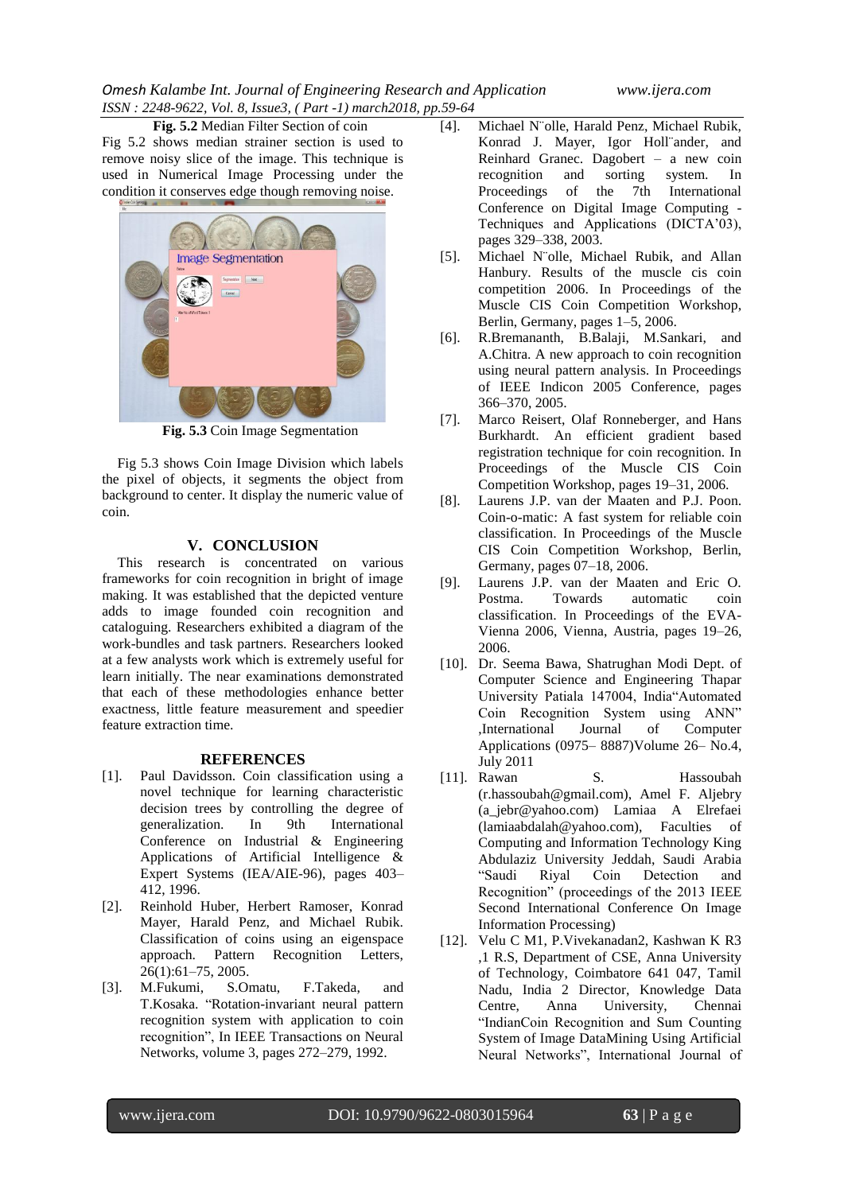**Fig. 5.2** Median Filter Section of coin

Fig 5.2 shows median strainer section is used to remove noisy slice of the image. This technique is used in Numerical Image Processing under the condition it conserves edge though removing noise.

**Fig. 5.3** Coin Image Segmentation

Fig 5.3 shows Coin Image Division which labels the pixel of objects, it segments the object from background to center. It display the numeric value of coin.

## V. CONCLUSION

This research is concentrated on various frameworks for coin recognition in bright of image making. It was established that the depicted venture adds to image founded coin recognition and cataloguing. Researchers exhibited a diagram of the work-bundles and task partners. Researchers looked at a few analysts work which is extremely useful for learn initially. The near examinations demonstrated that each of these methodologies enhance better exactness, little feature measurement and speedier feature extraction time.

## REFERENCES

[1]. Paul Davidsson. Coin classification using a novel technique for learning characteristic decision trees by controlling the degree of generalization. In 9th International Conference on Industrial & Engineering Applications of Artificial Intelligence & Expert Systems (IEA/AIE-96), pages 403–412, 1996.

[2]. Reinhold Huber, Herbert Ramoser, Konrad Mayer, Harald Penz, and Michael Rubik. Classification of coins using an eigenspace approach. Pattern Recognition Letters, 26(1):61–75, 2005.

[3]. M.Fukumi, S.Omatu, F.Takeda, and T.Kosaka. "Rotation-invariant neural pattern recognition system with application to coin recognition", In IEEE Transactions on Neural Networks, volume 3, pages 272–279, 1992.

[4]. Michael N¨olle, Harald Penz, Michael Rubik, Konrad J. Mayer, Igor Holl¨ander, and Reinhard Granec. Dagobert – a new coin recognition and sorting system. In Proceedings of the 7th International Conference on Digital Image Computing - Techniques and Applications (DICTA'03), pages 329–338, 2003.

[5]. Michael N¨olle, Michael Rubik, and Allan Hanbury. Results of the muscle cis coin competition 2006. In Proceedings of the Muscle CIS Coin Competition Workshop, Berlin, Germany, pages 1–5, 2006.

[6]. R.Bremananth, B.Balaji, M.Sankari, and A.Chitra. A new approach to coin recognition using neural pattern analysis. In Proceedings of IEEE Indicon 2005 Conference, pages 366–370, 2005.

[7]. Marco Reisert, Olaf Ronneberger, and Hans Burkhardt. An efficient gradient based registration technique for coin recognition. In Proceedings of the Muscle CIS Coin Competition Workshop, pages 19–31, 2006.

[8]. Laurens J.P. van der Maaten and P.J. Poon. Coin-o-matic: A fast system for reliable coin classification. In Proceedings of the Muscle CIS Coin Competition Workshop, Berlin, Germany, pages 07–18, 2006.

[9]. Laurens J.P. van der Maaten and Eric O. Postma. Towards automatic coin classification. In Proceedings of the EVA-Vienna 2006, Vienna, Austria, pages 19–26, 2006.

[10]. Dr. Seema Bawa, Shatrughan Modi Dept. of Computer Science and Engineering Thapar University Patiala 147004, India"Automated Coin Recognition System using ANN" ,International Journal of Computer Applications (0975– 8887)Volume 26– No.4, July 2011

[11]. Rawan S. Hassoubah (r.hassoubah@gmail.com), Amel F. Aljebry (a_jebr@yahoo.com) Lamiaa A Elrefaei (lamiaabdalah@yahoo.com), Faculties of Computing and Information Technology King Abdulaziz University Jeddah, Saudi Arabia "Saudi Riyal Coin Detection and Recognition" (proceedings of the 2013 IEEE Second International Conference On Image Information Processing)

[12]. Velu C M1, P.Vivekanadan2, Kashwan K R3 ,1 R.S, Department of CSE, Anna University of Technology, Coimbatore 641 047, Tamil Nadu, India 2 Director, Knowledge Data Centre, Anna University, Chennai "IndianCoin Recognition and Sum Counting System of Image DataMining Using Artificial Neural Networks", International Journal of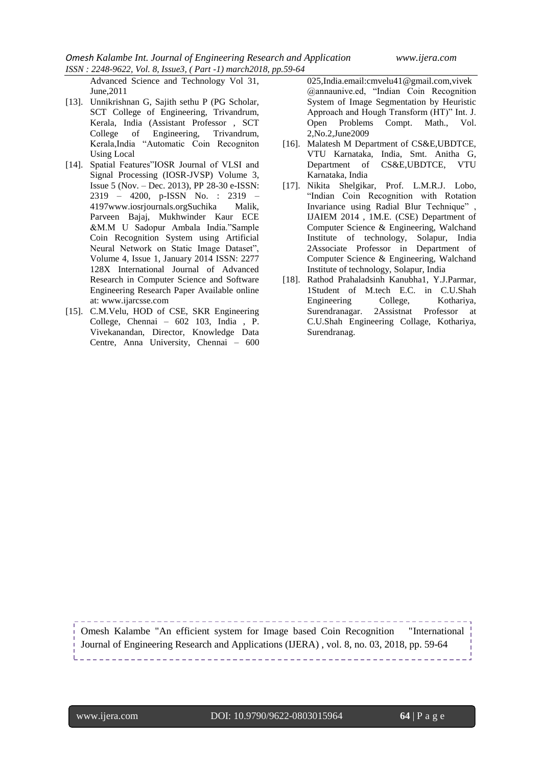Advanced Science and Technology Vol 31, June,2011

[13]. Unnikrishnan G, Sajith sethu P (PG Scholar, SCT College of Engineering, Trivandrum, Kerala, India (Assistant Professor , SCT College of Engineering, Trivandrum, Kerala,India "Automatic Coin Recogniton Using Local

[14]. Spatial Features"IOSR Journal of VLSI and Signal Processing (IOSR-JVSP) Volume 3, Issue 5 (Nov. – Dec. 2013), PP 28-30 e-ISSN: 2319 – 4200, p-ISSN No. : 2319 – 4197www.iosrjournals.orgSuchika Malik, Parveen Bajaj, Mukhwinder Kaur ECE &M.M U Sadopur Ambala India."Sample Coin Recognition System using Artificial Neural Network on Static Image Dataset", Volume 4, Issue 1, January 2014 ISSN: 2277 128X International Journal of Advanced Research in Computer Science and Software Engineering Research Paper Available online at: www.ijarcsse.com

[15]. C.M.Velu, HOD of CSE, SKR Engineering College, Chennai – 602 103, India , P. Vivekanandan, Director, Knowledge Data Centre, Anna University, Chennai – 600 025,India.email:cmvelu41@gmail.com,vivek @annaunive.ed, "Indian Coin Recognition System of Image Segmentation by Heuristic Approach and Hough Transform (HT)" Int. J. Open Problems Compt. Math., Vol. 2,No.2,June2009

[16]. Malatesh M Department of CS&E,UBDTCE, VTU Karnataka, India, Smt. Anitha G, Department of CS&E,UBDTCE, VTU Karnataka, India

[17]. Nikita Shelgikar, Prof. L.M.R.J. Lobo, "Indian Coin Recognition with Rotation Invariance using Radial Blur Technique" , IJAIEM 2014 , 1M.E. (CSE) Department of Computer Science & Engineering, Walchand Institute of technology, Solapur, India 2Associate Professor in Department of Computer Science & Engineering, Walchand Institute of technology, Solapur, India

[18]. Rathod Prahaladsinh Kanubha1, Y.J.Parmar, 1Student of M.tech E.C. in C.U.Shah Engineering College, Kothariya, Surendranagar. 2Assistnat Professor at C.U.Shah Engineering Collage, Kothariya, Surendranag.

Omesh Kalambe "An efficient system for Image based Coin Recognition "International Journal of Engineering Research and Applications (IJERA) , vol. 8, no. 03, 2018, pp. 59-64